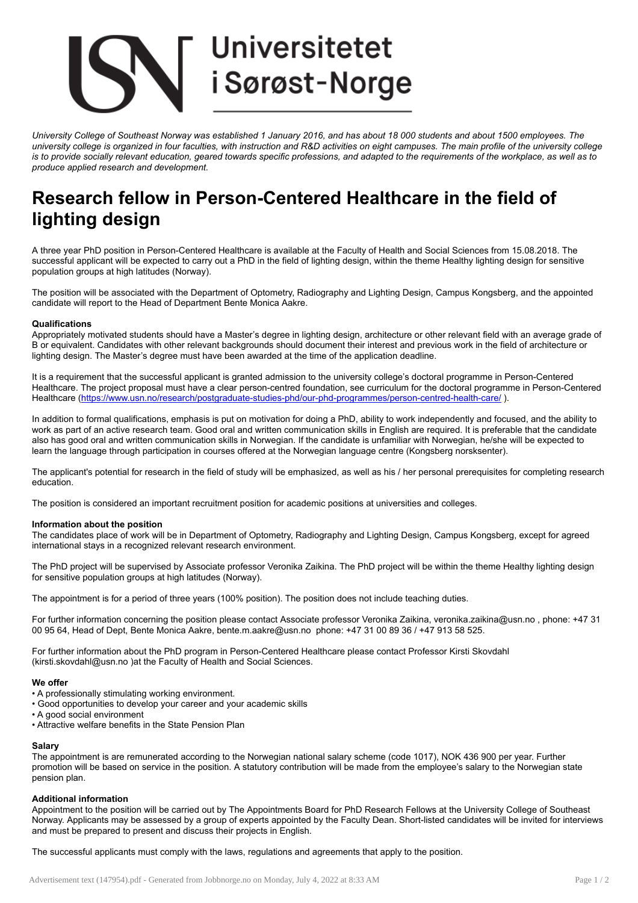Universitetet i Sørøst-Norge

*University College of Southeast Norway was established 1 January 2016, and has about 18 000 students and about 1500 employees. The university college is organized in four faculties, with instruction and R&D activities on eight campuses. The main profile of the university college is to provide socially relevant education, geared towards specific professions, and adapted to the requirements of the workplace, as well as to produce applied research and development.*

# Research fellow in Person-Centered Healthcare in the field of lighting design

A three year PhD position in Person-Centered Healthcare is available at the Faculty of Health and Social Sciences from 15.08.2018. The successful applicant will be expected to carry out a PhD in the field of lighting design, within the theme Healthy lighting design for sensitive population groups at high latitudes (Norway).

The position will be associated with the Department of Optometry, Radiography and Lighting Design, Campus Kongsberg, and the appointed candidate will report to the Head of Department Bente Monica Aakre.

**Qualifications**
Appropriately motivated students should have a Master's degree in lighting design, architecture or other relevant field with an average grade of B or equivalent. Candidates with other relevant backgrounds should document their interest and previous work in the field of architecture or lighting design. The Master's degree must have been awarded at the time of the application deadline.

It is a requirement that the successful applicant is granted admission to the university college's doctoral programme in Person-Centered Healthcare. The project proposal must have a clear person-centred foundation, see curriculum for the doctoral programme in Person-Centered Healthcare (https://www.usn.no/research/postgraduate-studies-phd/our-phd-programmes/person-centred-health-care/ ).

In addition to formal qualifications, emphasis is put on motivation for doing a PhD, ability to work independently and focused, and the ability to work as part of an active research team. Good oral and written communication skills in English are required. It is preferable that the candidate also has good oral and written communication skills in Norwegian. If the candidate is unfamiliar with Norwegian, he/she will be expected to learn the language through participation in courses offered at the Norwegian language centre (Kongsberg norsksenter).

The applicant's potential for research in the field of study will be emphasized, as well as his / her personal prerequisites for completing research education.

The position is considered an important recruitment position for academic positions at universities and colleges.

**Information about the position**
The candidates place of work will be in Department of Optometry, Radiography and Lighting Design, Campus Kongsberg, except for agreed international stays in a recognized relevant research environment.

The PhD project will be supervised by Associate professor Veronika Zaikina. The PhD project will be within the theme Healthy lighting design for sensitive population groups at high latitudes (Norway).

The appointment is for a period of three years (100% position). The position does not include teaching duties.

For further information concerning the position please contact Associate professor Veronika Zaikina, veronika.zaikina@usn.no , phone: +47 31 00 95 64, Head of Dept, Bente Monica Aakre, bente.m.aakre@usn.no phone: +47 31 00 89 36 / +47 913 58 525.

For further information about the PhD program in Person-Centered Healthcare please contact Professor Kirsti Skovdahl (kirsti.skovdahl@usn.no )at the Faculty of Health and Social Sciences.

**We offer**
- A professionally stimulating working environment.
- Good opportunities to develop your career and your academic skills
- A good social environment
- Attractive welfare benefits in the State Pension Plan

**Salary**
The appointment is are remunerated according to the Norwegian national salary scheme (code 1017), NOK 436 900 per year. Further promotion will be based on service in the position. A statutory contribution will be made from the employee's salary to the Norwegian state pension plan.

**Additional information**
Appointment to the position will be carried out by The Appointments Board for PhD Research Fellows at the University College of Southeast Norway. Applicants may be assessed by a group of experts appointed by the Faculty Dean. Short-listed candidates will be invited for interviews and must be prepared to present and discuss their projects in English.

The successful applicants must comply with the laws, regulations and agreements that apply to the position.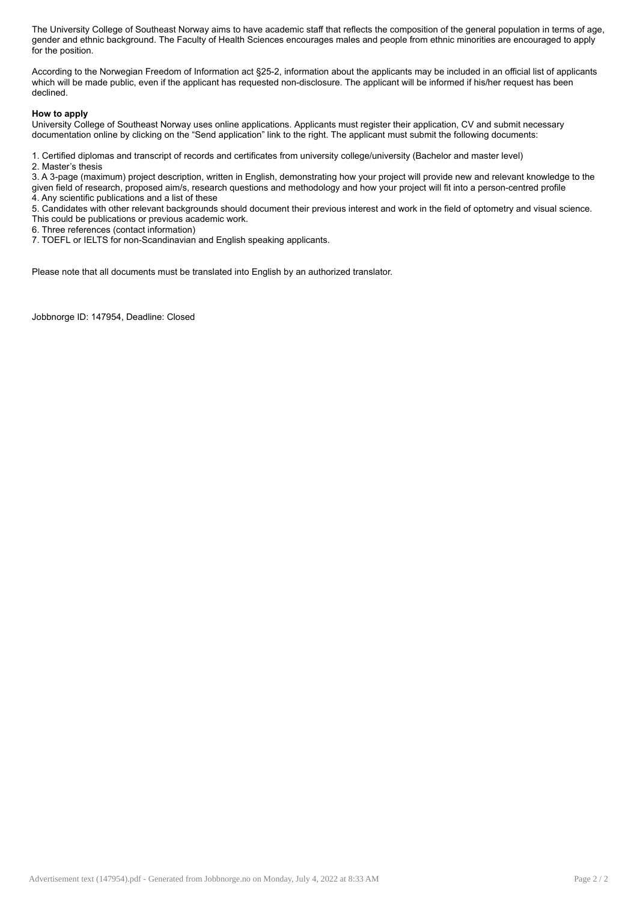The University College of Southeast Norway aims to have academic staff that reflects the composition of the general population in terms of age, gender and ethnic background. The Faculty of Health Sciences encourages males and people from ethnic minorities are encouraged to apply for the position.

According to the Norwegian Freedom of Information act §25-2, information about the applicants may be included in an official list of applicants which will be made public, even if the applicant has requested non-disclosure. The applicant will be informed if his/her request has been declined.

**How to apply**

University College of Southeast Norway uses online applications. Applicants must register their application, CV and submit necessary documentation online by clicking on the “Send application” link to the right. The applicant must submit the following documents:

1. Certified diplomas and transcript of records and certificates from university college/university (Bachelor and master level)
2. Master’s thesis
3. A 3-page (maximum) project description, written in English, demonstrating how your project will provide new and relevant knowledge to the given field of research, proposed aim/s, research questions and methodology and how your project will fit into a person-centred profile
4. Any scientific publications and a list of these
5. Candidates with other relevant backgrounds should document their previous interest and work in the field of optometry and visual science. This could be publications or previous academic work.
6. Three references (contact information)
7. TOEFL or IELTS for non-Scandinavian and English speaking applicants.

Please note that all documents must be translated into English by an authorized translator.

Jobbnorge ID: 147954, Deadline: Closed